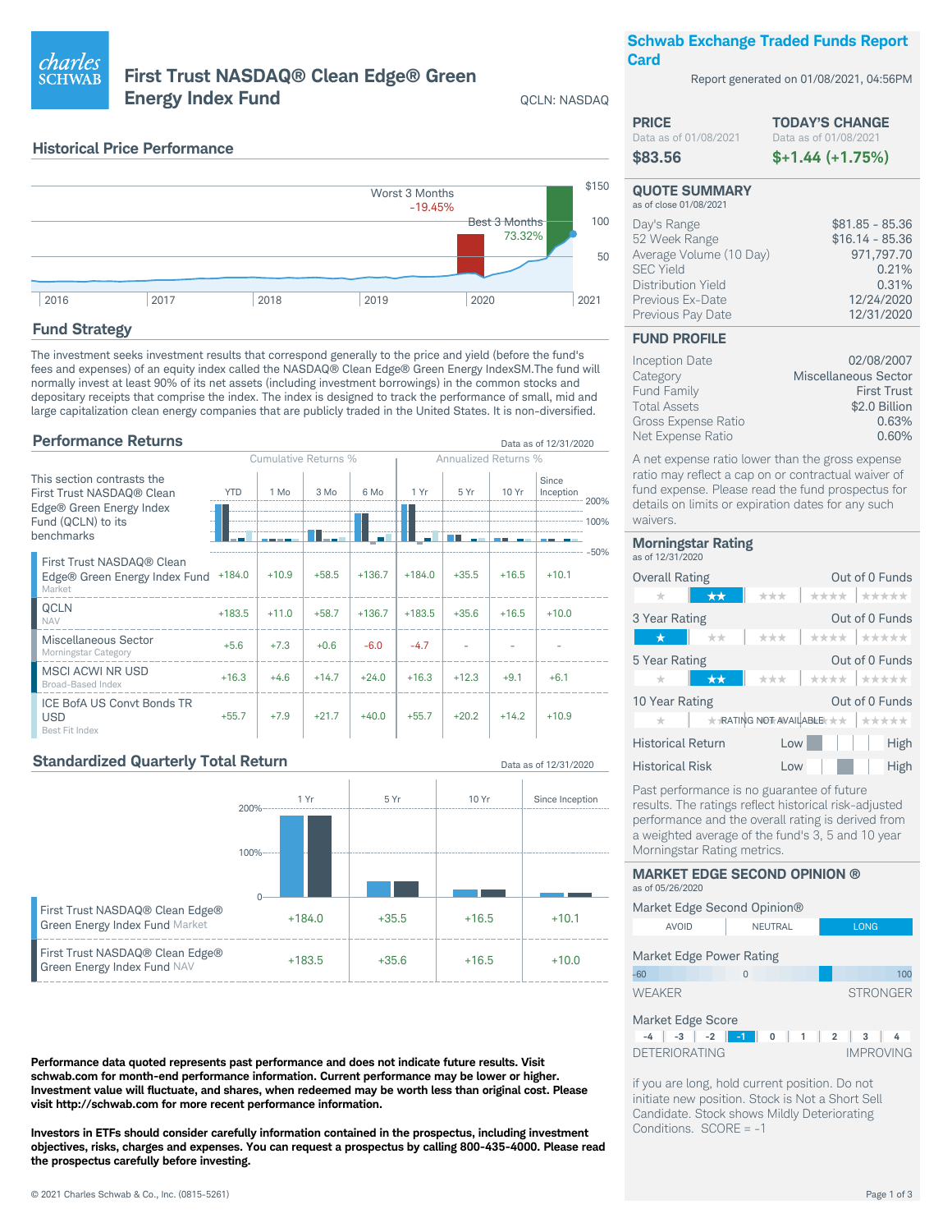# First Trust NASDAQ® Clean Edge® Green Energy Index Fund

QCLN: NASDAQ

## Schwab Exchange Traded Funds Report Card

Report generated on 01/08/2021, 04:56PM

## Historical Price Performance

Worst 3 Months -19.45%

Best 3 Months 73.32%

## Fund Strategy

The investment seeks investment results that correspond generally to the price and yield (before the fund's fees and expenses) of an equity index called the NASDAQ® Clean Edge® Green Energy IndexSM.The fund will normally invest at least 90% of its net assets (including investment borrowings) in the common stocks and depositary receipts that comprise the index. The index is designed to track the performance of small, mid and large capitalization clean energy companies that are publicly traded in the United States. It is non-diversified.

## Performance Returns

Data as of 12/31/2020

This section contrasts the First Trust NASDAQ® Clean Edge® Green Energy Index Fund (QCLN) to its benchmarks

| | Cumulative Returns % | | | | Annualized Returns % | | | |
|---|---|---|---|---|---|---|---|---|
| | YTD | 1 Mo | 3 Mo | 6 Mo | 1 Yr | 5 Yr | 10 Yr | Since Inception |
| First Trust NASDAQ® Clean Edge® Green Energy Index Fund (Market) | +184.0 | +10.9 | +58.5 | +136.7 | +184.0 | +35.5 | +16.5 | +10.1 |
| QCLN (NAV) | +183.5 | +11.0 | +58.7 | +136.7 | +183.5 | +35.6 | +16.5 | +10.0 |
| Miscellaneous Sector (Morningstar Category) | +5.6 | +7.3 | +0.6 | -6.0 | -4.7 | - | - | - |
| MSCI ACWI NR USD (Broad-Based Index) | +16.3 | +4.6 | +14.7 | +24.0 | +16.3 | +12.3 | +9.1 | +6.1 |
| ICE BofA US Convt Bonds TR USD (Best Fit Index) | +55.7 | +7.9 | +21.7 | +40.0 | +55.7 | +20.2 | +14.2 | +10.9 |

## Standardized Quarterly Total Return

Data as of 12/31/2020

| | 1 Yr | 5 Yr | 10 Yr | Since Inception |
|---|---|---|---|---|
| First Trust NASDAQ® Clean Edge® Green Energy Index Fund Market | +184.0 | +35.5 | +16.5 | +10.1 |
| First Trust NASDAQ® Clean Edge® Green Energy Index Fund NAV | +183.5 | +35.6 | +16.5 | +10.0 |

**Performance data quoted represents past performance and does not indicate future results. Visit schwab.com for month-end performance information. Current performance may be lower or higher. Investment value will fluctuate, and shares, when redeemed may be worth less than original cost. Please visit http://schwab.com for more recent performance information.**

**Investors in ETFs should consider carefully information contained in the prospectus, including investment objectives, risks, charges and expenses. You can request a prospectus by calling 800-435-4000. Please read the prospectus carefully before investing.**

### PRICE

Data as of 01/08/2021

$83.56

### TODAY'S CHANGE

Data as of 01/08/2021

$+1.44 (+1.75%)

### QUOTE SUMMARY

as of close 01/08/2021

| | |
|---|---|
| Day's Range | $81.85 - 85.36 |
| 52 Week Range | $16.14 - 85.36 |
| Average Volume (10 Day) | 971,797.70 |
| SEC Yield | 0.21% |
| Distribution Yield | 0.31% |
| Previous Ex-Date | 12/24/2020 |
| Previous Pay Date | 12/31/2020 |

### FUND PROFILE

| | |
|---|---|
| Inception Date | 02/08/2007 |
| Category | Miscellaneous Sector |
| Fund Family | First Trust |
| Total Assets | $2.0 Billion |
| Gross Expense Ratio | 0.63% |
| Net Expense Ratio | 0.60% |

A net expense ratio lower than the gross expense ratio may reflect a cap on or contractual waiver of fund expense. Please read the fund prospectus for details on limits or expiration dates for any such waivers.

### Morningstar Rating

as of 12/31/2020

| | Rating | |
|---|---|---|
| Overall Rating | ★★ | Out of 0 Funds |
| 3 Year Rating | ★ | Out of 0 Funds |
| 5 Year Rating | ★★ | Out of 0 Funds |
| 10 Year Rating | RATING NOT AVAILABLE | Out of 0 Funds |

Historical Return: Low

Historical Risk: Average

Past performance is no guarantee of future results. The ratings reflect historical risk-adjusted performance and the overall rating is derived from a weighted average of the fund's 3, 5 and 10 year Morningstar Rating metrics.

### MARKET EDGE SECOND OPINION ®

as of 05/26/2020

Market Edge Second Opinion®: AVOID | NEUTRAL | **LONG**

Market Edge Power Rating: -60 to 100 (WEAKER – STRONGER)

Market Edge Score: -4 | -3 | -2 | **-1** | 0 | 1 | 2 | 3 | 4 (DETERIORATING – IMPROVING)

if you are long, hold current position. Do not initiate new position. Stock is Not a Short Sell Candidate. Stock shows Mildly Deteriorating Conditions. SCORE = -1

© 2021 Charles Schwab & Co., Inc. (0815-5261)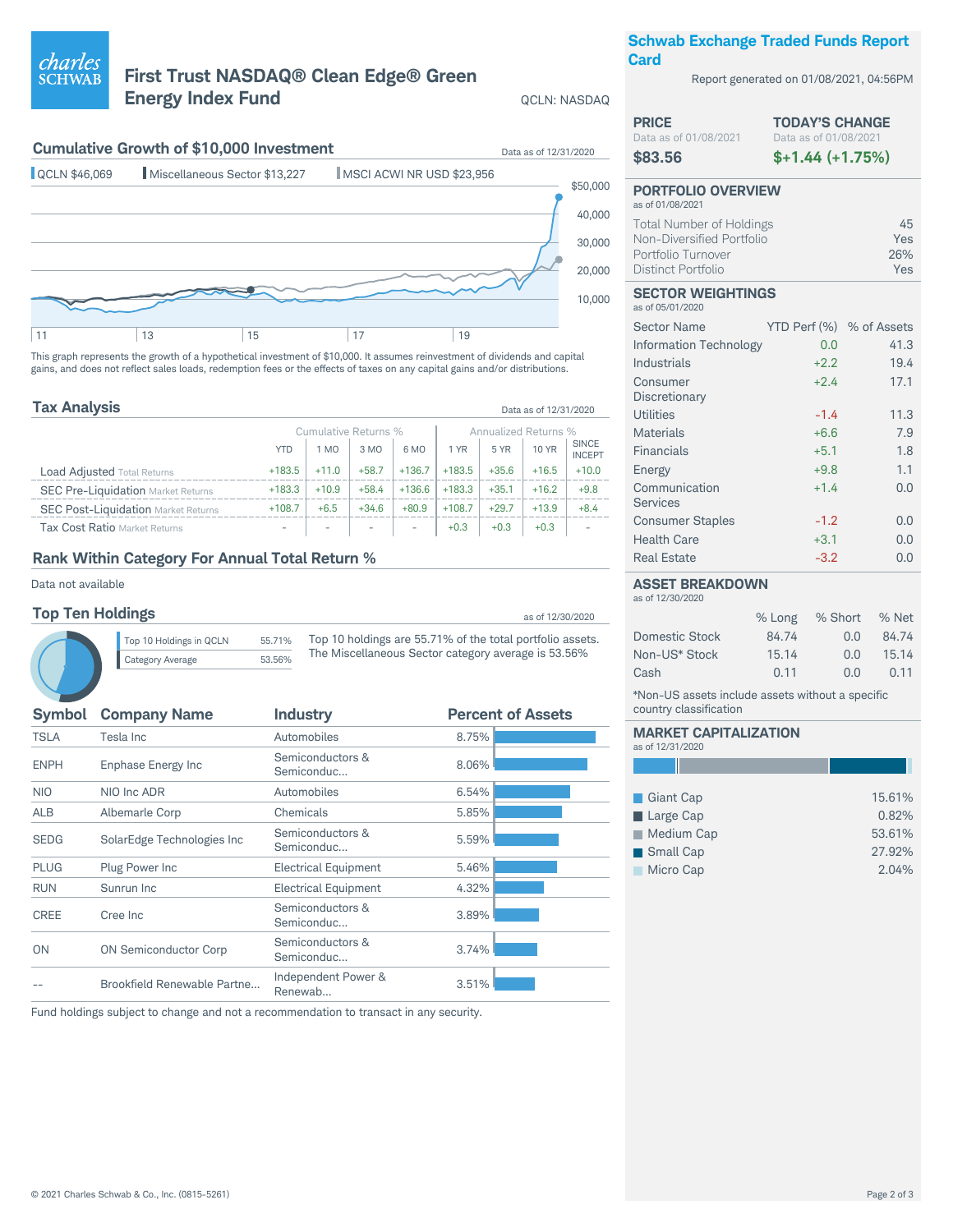# First Trust NASDAQ® Clean Edge® Green Energy Index Fund

QCLN: NASDAQ

## Cumulative Growth of $10,000 Investment

Data as of 12/31/2020

QCLN $46,069 | Miscellaneous Sector $13,227 | MSCI ACWI NR USD $23,956

This graph represents the growth of a hypothetical investment of $10,000. It assumes reinvestment of dividends and capital gains, and does not reflect sales loads, redemption fees or the effects of taxes on any capital gains and/or distributions.

## Tax Analysis

Data as of 12/31/2020

| | Cumulative Returns % | | | | Annualized Returns % | | | |
|---|---|---|---|---|---|---|---|---|
| | YTD | 1 MO | 3 MO | 6 MO | 1 YR | 5 YR | 10 YR | SINCE INCEPT |
| Load Adjusted Total Returns | +183.5 | +11.0 | +58.7 | +136.7 | +183.5 | +35.6 | +16.5 | +10.0 |
| SEC Pre-Liquidation Market Returns | +183.3 | +10.9 | +58.4 | +136.6 | +183.3 | +35.1 | +16.2 | +9.8 |
| SEC Post-Liquidation Market Returns | +108.7 | +6.5 | +34.6 | +80.9 | +108.7 | +29.7 | +13.9 | +8.4 |
| Tax Cost Ratio Market Returns | - | - | - | - | +0.3 | +0.3 | +0.3 | - |

## Rank Within Category For Annual Total Return %

Data not available

## Top Ten Holdings

as of 12/30/2020

| | |
|---|---|
| Top 10 Holdings in QCLN | 55.71% |
| Category Average | 53.56% |

Top 10 holdings are 55.71% of the total portfolio assets. The Miscellaneous Sector category average is 53.56%

| Symbol | Company Name | Industry | Percent of Assets |
|---|---|---|---|
| TSLA | Tesla Inc | Automobiles | 8.75% |
| ENPH | Enphase Energy Inc | Semiconductors & Semiconduc... | 8.06% |
| NIO | NIO Inc ADR | Automobiles | 6.54% |
| ALB | Albemarle Corp | Chemicals | 5.85% |
| SEDG | SolarEdge Technologies Inc | Semiconductors & Semiconduc... | 5.59% |
| PLUG | Plug Power Inc | Electrical Equipment | 5.46% |
| RUN | Sunrun Inc | Electrical Equipment | 4.32% |
| CREE | Cree Inc | Semiconductors & Semiconduc... | 3.89% |
| ON | ON Semiconductor Corp | Semiconductors & Semiconduc... | 3.74% |
| -- | Brookfield Renewable Partne... | Independent Power & Renewab... | 3.51% |

Fund holdings subject to change and not a recommendation to transact in any security.

## Schwab Exchange Traded Funds Report Card

Report generated on 01/08/2021, 04:56PM

| PRICE | TODAY'S CHANGE |
|---|---|
| Data as of 01/08/2021 | Data as of 01/08/2021 |
| $83.56 | $+1.44 (+1.75%) |

## PORTFOLIO OVERVIEW

as of 01/08/2021

| | |
|---|---|
| Total Number of Holdings | 45 |
| Non-Diversified Portfolio | Yes |
| Portfolio Turnover | 26% |
| Distinct Portfolio | Yes |

## SECTOR WEIGHTINGS

as of 05/01/2020

| Sector Name | YTD Perf (%) | % of Assets |
|---|---|---|
| Information Technology | 0.0 | 41.3 |
| Industrials | +2.2 | 19.4 |
| Consumer Discretionary | +2.4 | 17.1 |
| Utilities | -1.4 | 11.3 |
| Materials | +6.6 | 7.9 |
| Financials | +5.1 | 1.8 |
| Energy | +9.8 | 1.1 |
| Communication Services | +1.4 | 0.0 |
| Consumer Staples | -1.2 | 0.0 |
| Health Care | +3.1 | 0.0 |
| Real Estate | -3.2 | 0.0 |

## ASSET BREAKDOWN

as of 12/30/2020

| | % Long | % Short | % Net |
|---|---|---|---|
| Domestic Stock | 84.74 | 0.0 | 84.74 |
| Non-US* Stock | 15.14 | 0.0 | 15.14 |
| Cash | 0.11 | 0.0 | 0.11 |

*Non-US assets include assets without a specific country classification

## MARKET CAPITALIZATION

as of 12/31/2020

| | |
|---|---|
| Giant Cap | 15.61% |
| Large Cap | 0.82% |
| Medium Cap | 53.61% |
| Small Cap | 27.92% |
| Micro Cap | 2.04% |

© 2021 Charles Schwab & Co., Inc. (0815-5261)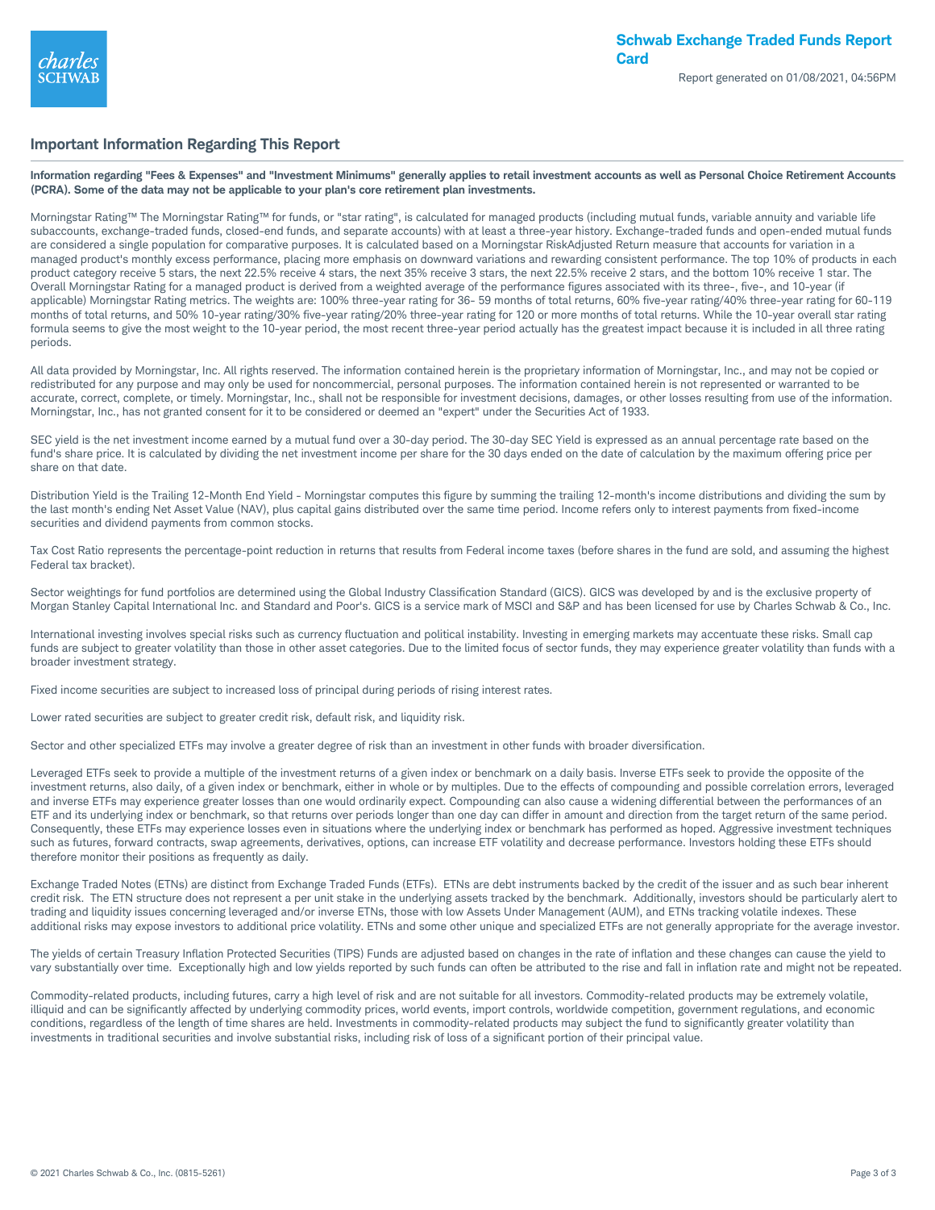## Important Information Regarding This Report

**Information regarding "Fees & Expenses" and "Investment Minimums" generally applies to retail investment accounts as well as Personal Choice Retirement Accounts (PCRA). Some of the data may not be applicable to your plan's core retirement plan investments.**

Morningstar Rating™ The Morningstar Rating™ for funds, or "star rating", is calculated for managed products (including mutual funds, variable annuity and variable life subaccounts, exchange-traded funds, closed-end funds, and separate accounts) with at least a three-year history. Exchange-traded funds and open-ended mutual funds are considered a single population for comparative purposes. It is calculated based on a Morningstar RiskAdjusted Return measure that accounts for variation in a managed product's monthly excess performance, placing more emphasis on downward variations and rewarding consistent performance. The top 10% of products in each product category receive 5 stars, the next 22.5% receive 4 stars, the next 35% receive 3 stars, the next 22.5% receive 2 stars, and the bottom 10% receive 1 star. The Overall Morningstar Rating for a managed product is derived from a weighted average of the performance figures associated with its three-, five-, and 10-year (if applicable) Morningstar Rating metrics. The weights are: 100% three-year rating for 36- 59 months of total returns, 60% five-year rating/40% three-year rating for 60-119 months of total returns, and 50% 10-year rating/30% five-year rating/20% three-year rating for 120 or more months of total returns. While the 10-year overall star rating formula seems to give the most weight to the 10-year period, the most recent three-year period actually has the greatest impact because it is included in all three rating periods.

All data provided by Morningstar, Inc. All rights reserved. The information contained herein is the proprietary information of Morningstar, Inc., and may not be copied or redistributed for any purpose and may only be used for noncommercial, personal purposes. The information contained herein is not represented or warranted to be accurate, correct, complete, or timely. Morningstar, Inc., shall not be responsible for investment decisions, damages, or other losses resulting from use of the information. Morningstar, Inc., has not granted consent for it to be considered or deemed an "expert" under the Securities Act of 1933.

SEC yield is the net investment income earned by a mutual fund over a 30-day period. The 30-day SEC Yield is expressed as an annual percentage rate based on the fund's share price. It is calculated by dividing the net investment income per share for the 30 days ended on the date of calculation by the maximum offering price per share on that date.

Distribution Yield is the Trailing 12-Month End Yield - Morningstar computes this figure by summing the trailing 12-month's income distributions and dividing the sum by the last month's ending Net Asset Value (NAV), plus capital gains distributed over the same time period. Income refers only to interest payments from fixed-income securities and dividend payments from common stocks.

Tax Cost Ratio represents the percentage-point reduction in returns that results from Federal income taxes (before shares in the fund are sold, and assuming the highest Federal tax bracket).

Sector weightings for fund portfolios are determined using the Global Industry Classification Standard (GICS). GICS was developed by and is the exclusive property of Morgan Stanley Capital International Inc. and Standard and Poor's. GICS is a service mark of MSCI and S&P and has been licensed for use by Charles Schwab & Co., Inc.

International investing involves special risks such as currency fluctuation and political instability. Investing in emerging markets may accentuate these risks. Small cap funds are subject to greater volatility than those in other asset categories. Due to the limited focus of sector funds, they may experience greater volatility than funds with a broader investment strategy.

Fixed income securities are subject to increased loss of principal during periods of rising interest rates.

Lower rated securities are subject to greater credit risk, default risk, and liquidity risk.

Sector and other specialized ETFs may involve a greater degree of risk than an investment in other funds with broader diversification.

Leveraged ETFs seek to provide a multiple of the investment returns of a given index or benchmark on a daily basis. Inverse ETFs seek to provide the opposite of the investment returns, also daily, of a given index or benchmark, either in whole or by multiples. Due to the effects of compounding and possible correlation errors, leveraged and inverse ETFs may experience greater losses than one would ordinarily expect. Compounding can also cause a widening differential between the performances of an ETF and its underlying index or benchmark, so that returns over periods longer than one day can differ in amount and direction from the target return of the same period. Consequently, these ETFs may experience losses even in situations where the underlying index or benchmark has performed as hoped. Aggressive investment techniques such as futures, forward contracts, swap agreements, derivatives, options, can increase ETF volatility and decrease performance. Investors holding these ETFs should therefore monitor their positions as frequently as daily.

Exchange Traded Notes (ETNs) are distinct from Exchange Traded Funds (ETFs). ETNs are debt instruments backed by the credit of the issuer and as such bear inherent credit risk. The ETN structure does not represent a per unit stake in the underlying assets tracked by the benchmark. Additionally, investors should be particularly alert to trading and liquidity issues concerning leveraged and/or inverse ETNs, those with low Assets Under Management (AUM), and ETNs tracking volatile indexes. These additional risks may expose investors to additional price volatility. ETNs and some other unique and specialized ETFs are not generally appropriate for the average investor.

The yields of certain Treasury Inflation Protected Securities (TIPS) Funds are adjusted based on changes in the rate of inflation and these changes can cause the yield to vary substantially over time. Exceptionally high and low yields reported by such funds can often be attributed to the rise and fall in inflation rate and might not be repeated.

Commodity-related products, including futures, carry a high level of risk and are not suitable for all investors. Commodity-related products may be extremely volatile, illiquid and can be significantly affected by underlying commodity prices, world events, import controls, worldwide competition, government regulations, and economic conditions, regardless of the length of time shares are held. Investments in commodity-related products may subject the fund to significantly greater volatility than investments in traditional securities and involve substantial risks, including risk of loss of a significant portion of their principal value.

© 2021 Charles Schwab & Co., Inc. (0815-5261)